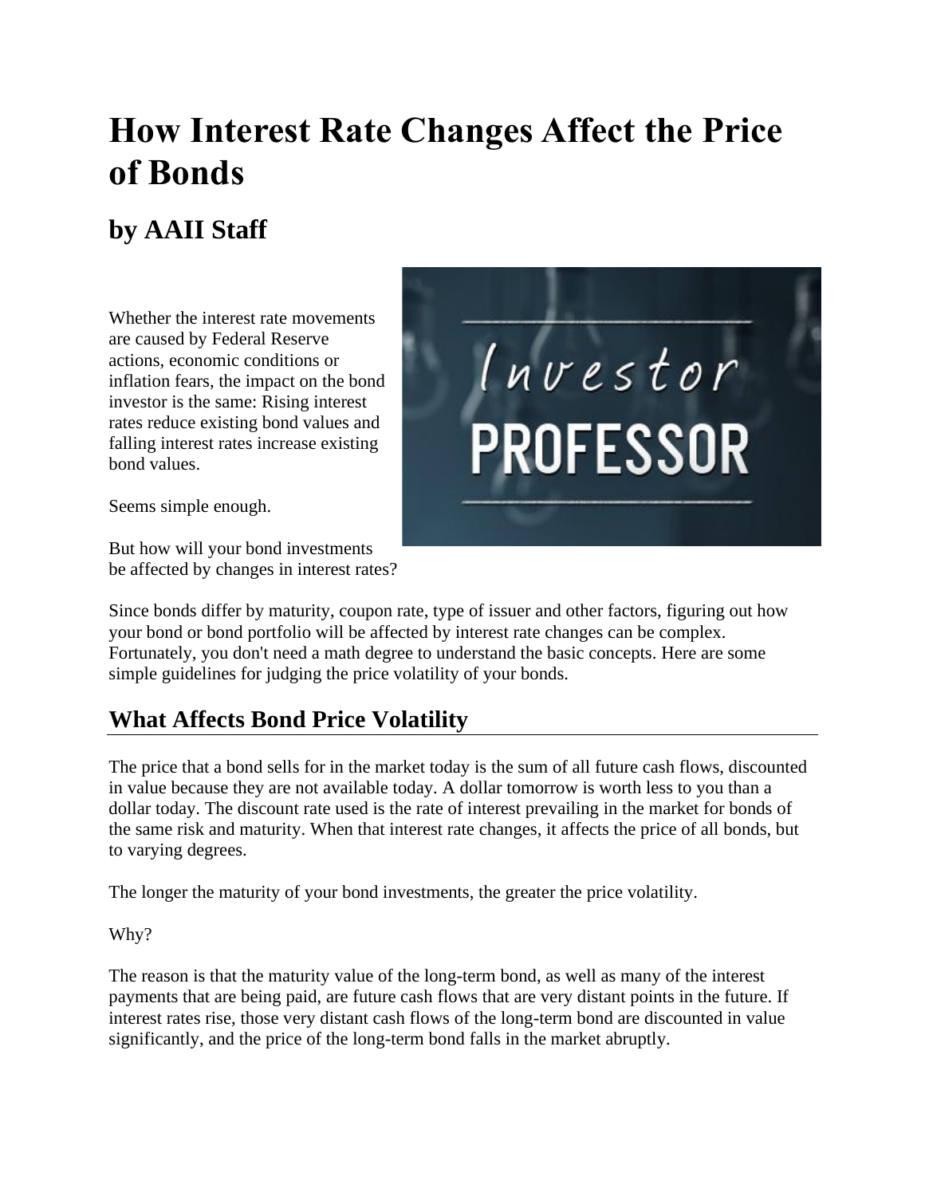# How Interest Rate Changes Affect the Price of Bonds

## by AAII Staff

Whether the interest rate movements are caused by Federal Reserve actions, economic conditions or inflation fears, the impact on the bond investor is the same: Rising interest rates reduce existing bond values and falling interest rates increase existing bond values.

Seems simple enough.

But how will your bond investments be affected by changes in interest rates?

Since bonds differ by maturity, coupon rate, type of issuer and other factors, figuring out how your bond or bond portfolio will be affected by interest rate changes can be complex. Fortunately, you don't need a math degree to understand the basic concepts. Here are some simple guidelines for judging the price volatility of your bonds.

## What Affects Bond Price Volatility

The price that a bond sells for in the market today is the sum of all future cash flows, discounted in value because they are not available today. A dollar tomorrow is worth less to you than a dollar today. The discount rate used is the rate of interest prevailing in the market for bonds of the same risk and maturity. When that interest rate changes, it affects the price of all bonds, but to varying degrees.

The longer the maturity of your bond investments, the greater the price volatility.

Why?

The reason is that the maturity value of the long-term bond, as well as many of the interest payments that are being paid, are future cash flows that are very distant points in the future. If interest rates rise, those very distant cash flows of the long-term bond are discounted in value significantly, and the price of the long-term bond falls in the market abruptly.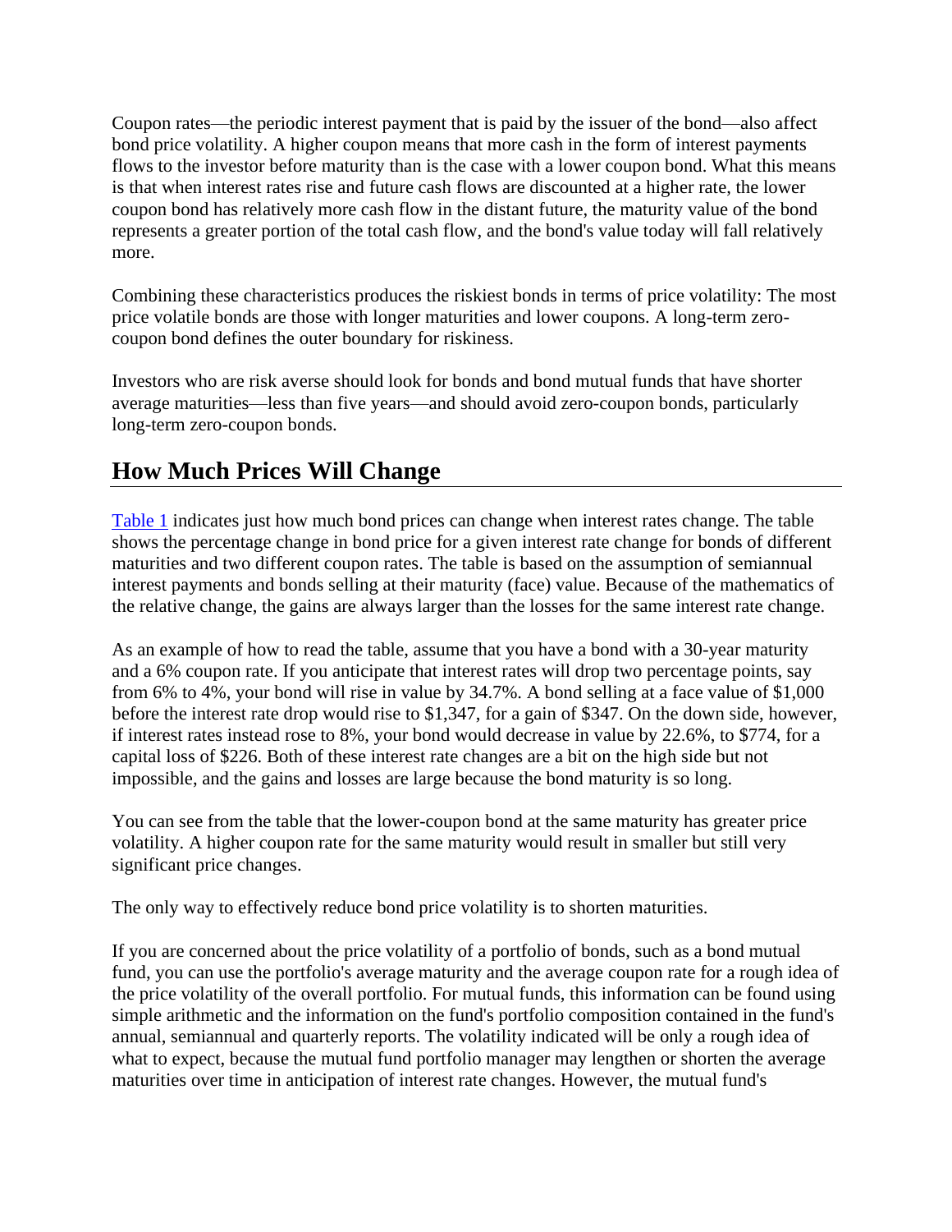Coupon rates—the periodic interest payment that is paid by the issuer of the bond—also affect bond price volatility. A higher coupon means that more cash in the form of interest payments flows to the investor before maturity than is the case with a lower coupon bond. What this means is that when interest rates rise and future cash flows are discounted at a higher rate, the lower coupon bond has relatively more cash flow in the distant future, the maturity value of the bond represents a greater portion of the total cash flow, and the bond's value today will fall relatively more.

Combining these characteristics produces the riskiest bonds in terms of price volatility: The most price volatile bonds are those with longer maturities and lower coupons. A long-term zero-coupon bond defines the outer boundary for riskiness.

Investors who are risk averse should look for bonds and bond mutual funds that have shorter average maturities—less than five years—and should avoid zero-coupon bonds, particularly long-term zero-coupon bonds.

## How Much Prices Will Change

Table 1 indicates just how much bond prices can change when interest rates change. The table shows the percentage change in bond price for a given interest rate change for bonds of different maturities and two different coupon rates. The table is based on the assumption of semiannual interest payments and bonds selling at their maturity (face) value. Because of the mathematics of the relative change, the gains are always larger than the losses for the same interest rate change.

As an example of how to read the table, assume that you have a bond with a 30-year maturity and a 6% coupon rate. If you anticipate that interest rates will drop two percentage points, say from 6% to 4%, your bond will rise in value by 34.7%. A bond selling at a face value of $1,000 before the interest rate drop would rise to $1,347, for a gain of $347. On the down side, however, if interest rates instead rose to 8%, your bond would decrease in value by 22.6%, to $774, for a capital loss of $226. Both of these interest rate changes are a bit on the high side but not impossible, and the gains and losses are large because the bond maturity is so long.

You can see from the table that the lower-coupon bond at the same maturity has greater price volatility. A higher coupon rate for the same maturity would result in smaller but still very significant price changes.

The only way to effectively reduce bond price volatility is to shorten maturities.

If you are concerned about the price volatility of a portfolio of bonds, such as a bond mutual fund, you can use the portfolio's average maturity and the average coupon rate for a rough idea of the price volatility of the overall portfolio. For mutual funds, this information can be found using simple arithmetic and the information on the fund's portfolio composition contained in the fund's annual, semiannual and quarterly reports. The volatility indicated will be only a rough idea of what to expect, because the mutual fund portfolio manager may lengthen or shorten the average maturities over time in anticipation of interest rate changes. However, the mutual fund's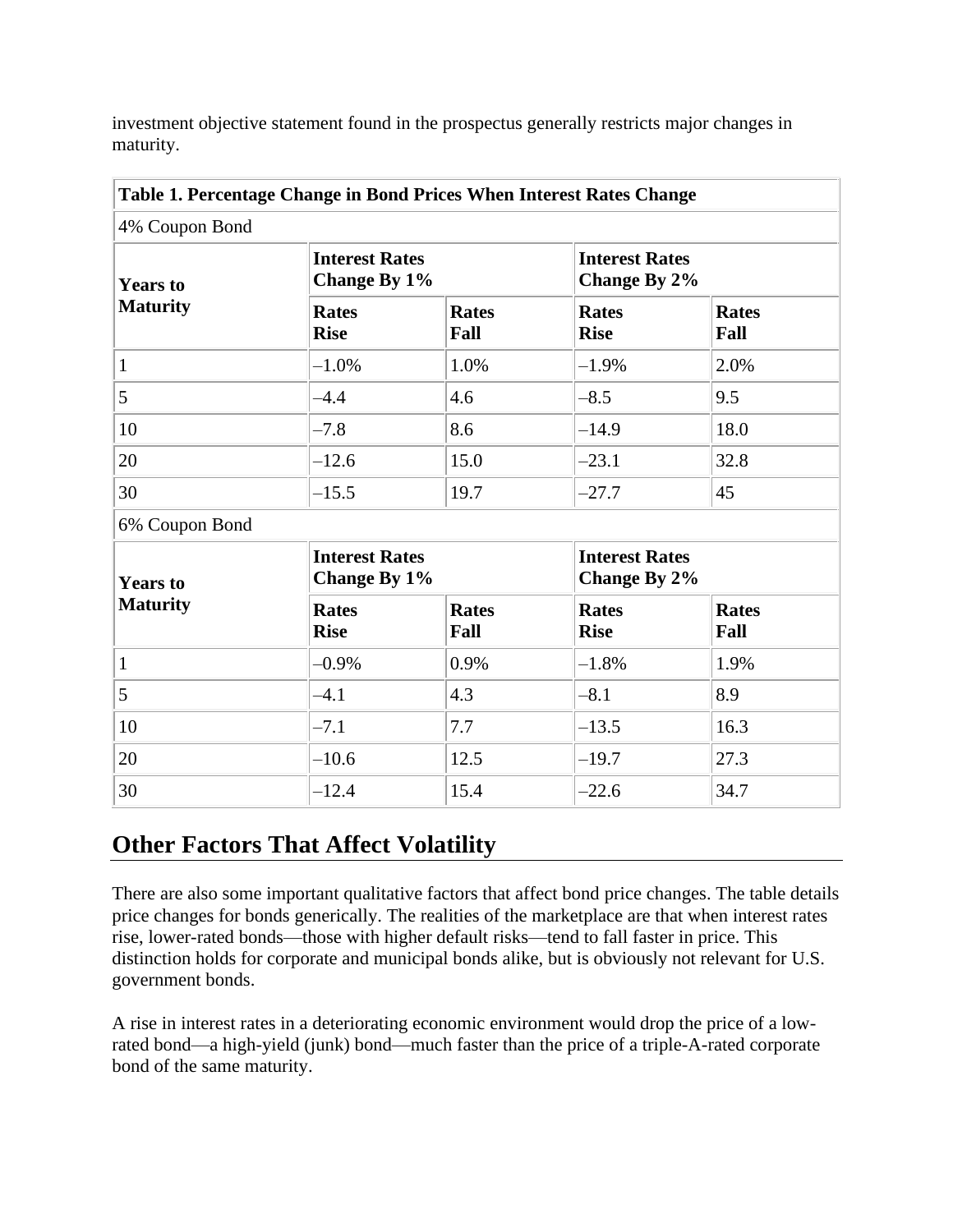investment objective statement found in the prospectus generally restricts major changes in maturity.

**Table 1. Percentage Change in Bond Prices When Interest Rates Change**

4% Coupon Bond

| **Years to Maturity** | **Interest Rates Change By 1%** | | **Interest Rates Change By 2%** | |
|---|---|---|---|---|
| | **Rates Rise** | **Rates Fall** | **Rates Rise** | **Rates Fall** |
| 1 | –1.0% | 1.0% | –1.9% | 2.0% |
| 5 | –4.4 | 4.6 | –8.5 | 9.5 |
| 10 | –7.8 | 8.6 | –14.9 | 18.0 |
| 20 | –12.6 | 15.0 | –23.1 | 32.8 |
| 30 | –15.5 | 19.7 | –27.7 | 45 |

6% Coupon Bond

| **Years to Maturity** | **Interest Rates Change By 1%** | | **Interest Rates Change By 2%** | |
|---|---|---|---|---|
| | **Rates Rise** | **Rates Fall** | **Rates Rise** | **Rates Fall** |
| 1 | –0.9% | 0.9% | –1.8% | 1.9% |
| 5 | –4.1 | 4.3 | –8.1 | 8.9 |
| 10 | –7.1 | 7.7 | –13.5 | 16.3 |
| 20 | –10.6 | 12.5 | –19.7 | 27.3 |
| 30 | –12.4 | 15.4 | –22.6 | 34.7 |

## Other Factors That Affect Volatility

There are also some important qualitative factors that affect bond price changes. The table details price changes for bonds generically. The realities of the marketplace are that when interest rates rise, lower-rated bonds—those with higher default risks—tend to fall faster in price. This distinction holds for corporate and municipal bonds alike, but is obviously not relevant for U.S. government bonds.

A rise in interest rates in a deteriorating economic environment would drop the price of a low-rated bond—a high-yield (junk) bond—much faster than the price of a triple-A-rated corporate bond of the same maturity.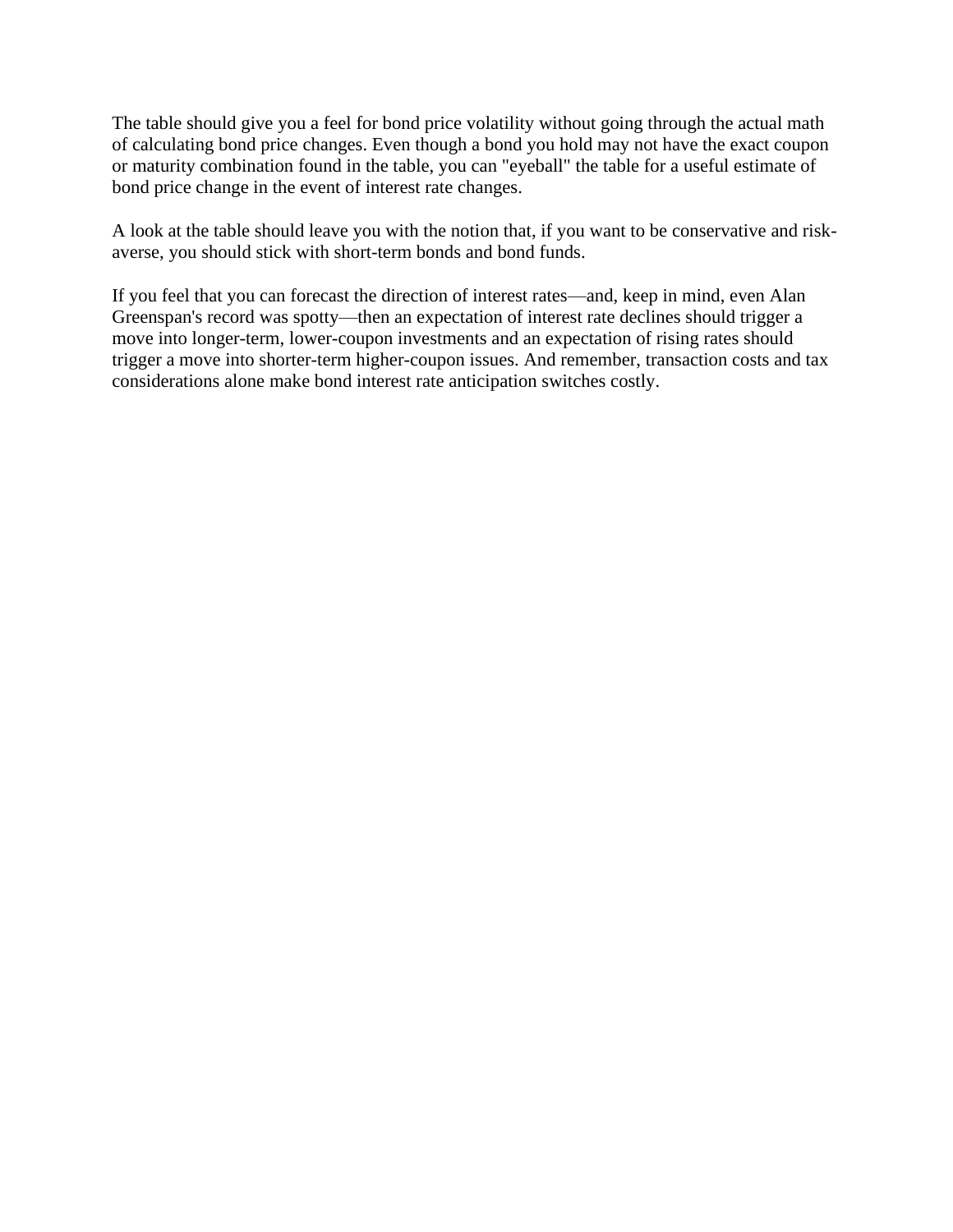The table should give you a feel for bond price volatility without going through the actual math of calculating bond price changes. Even though a bond you hold may not have the exact coupon or maturity combination found in the table, you can "eyeball" the table for a useful estimate of bond price change in the event of interest rate changes.

A look at the table should leave you with the notion that, if you want to be conservative and risk-averse, you should stick with short-term bonds and bond funds.

If you feel that you can forecast the direction of interest rates—and, keep in mind, even Alan Greenspan's record was spotty—then an expectation of interest rate declines should trigger a move into longer-term, lower-coupon investments and an expectation of rising rates should trigger a move into shorter-term higher-coupon issues. And remember, transaction costs and tax considerations alone make bond interest rate anticipation switches costly.